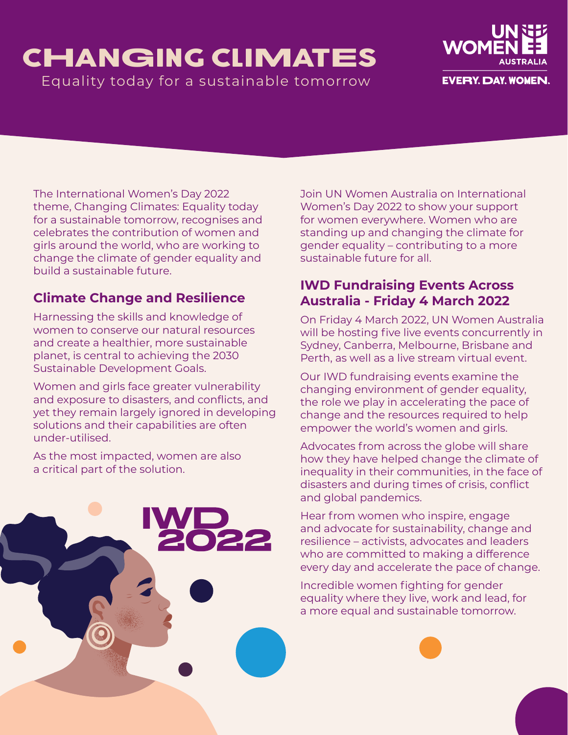# CHANGING CLIMATES

Equality today for a sustainable tomorrow

UN WOMEN AUSTRALIA

EVERY. DAY. WOMEN.

The International Women's Day 2022 theme, Changing Climates: Equality today for a sustainable tomorrow, recognises and celebrates the contribution of women and girls around the world, who are working to change the climate of gender equality and build a sustainable future.

## Climate Change and Resilience

Harnessing the skills and knowledge of women to conserve our natural resources and create a healthier, more sustainable planet, is central to achieving the 2030 Sustainable Development Goals.

Women and girls face greater vulnerability and exposure to disasters, and conflicts, and yet they remain largely ignored in developing solutions and their capabilities are often under-utilised.

As the most impacted, women are also a critical part of the solution.

IWD 2022

Join UN Women Australia on International Women's Day 2022 to show your support for women everywhere. Women who are standing up and changing the climate for gender equality – contributing to a more sustainable future for all.

## IWD Fundraising Events Across Australia - Friday 4 March 2022

On Friday 4 March 2022, UN Women Australia will be hosting five live events concurrently in Sydney, Canberra, Melbourne, Brisbane and Perth, as well as a live stream virtual event.

Our IWD fundraising events examine the changing environment of gender equality, the role we play in accelerating the pace of change and the resources required to help empower the world's women and girls.

Advocates from across the globe will share how they have helped change the climate of inequality in their communities, in the face of disasters and during times of crisis, conflict and global pandemics.

Hear from women who inspire, engage and advocate for sustainability, change and resilience – activists, advocates and leaders who are committed to making a difference every day and accelerate the pace of change.

Incredible women fighting for gender equality where they live, work and lead, for a more equal and sustainable tomorrow.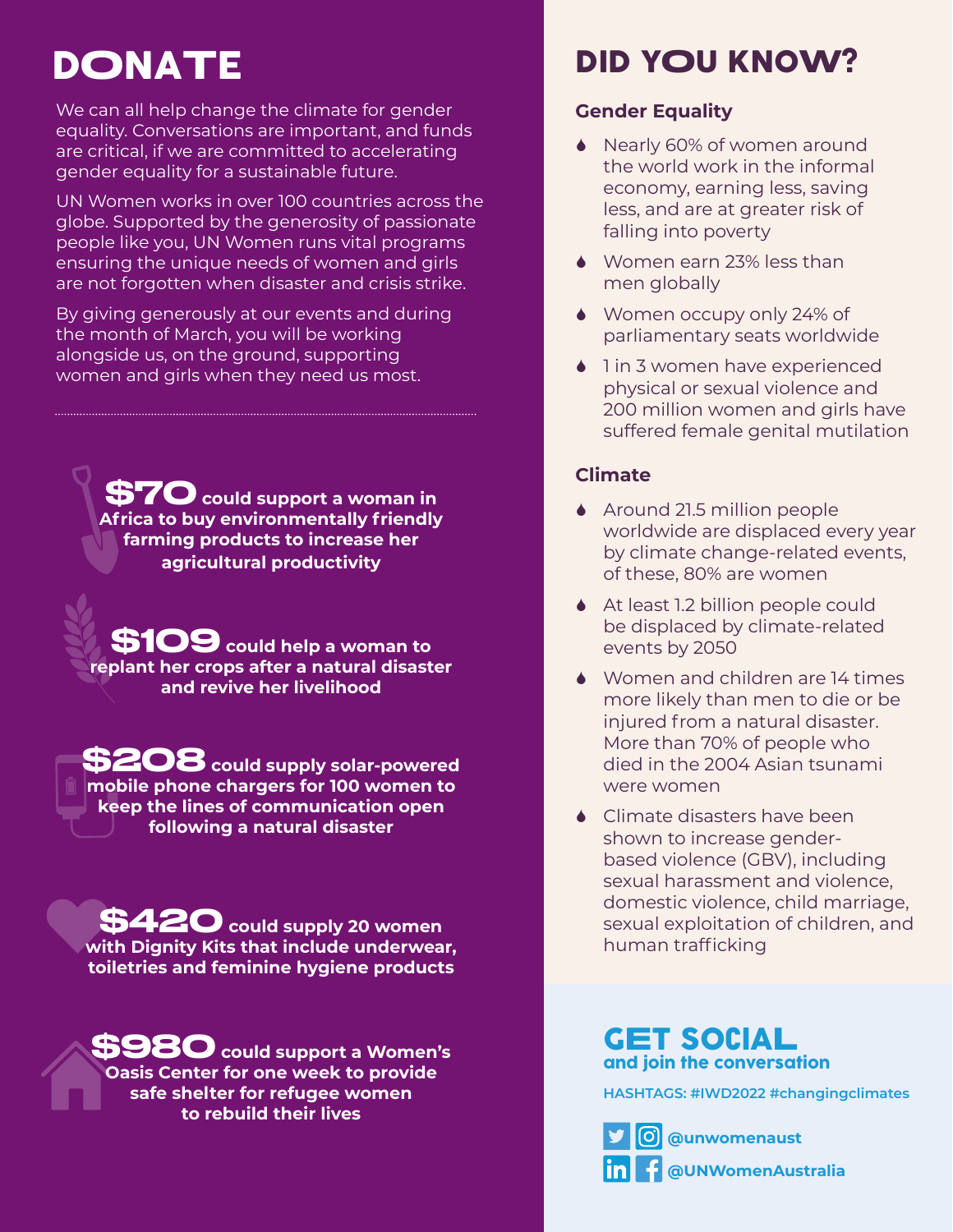# DONATE

We can all help change the climate for gender equality. Conversations are important, and funds are critical, if we are committed to accelerating gender equality for a sustainable future.

UN Women works in over 100 countries across the globe. Supported by the generosity of passionate people like you, UN Women runs vital programs ensuring the unique needs of women and girls are not forgotten when disaster and crisis strike.

By giving generously at our events and during the month of March, you will be working alongside us, on the ground, supporting women and girls when they need us most.

**$70 could support a woman in Africa to buy environmentally friendly farming products to increase her agricultural productivity**

**$109 could help a woman to replant her crops after a natural disaster and revive her livelihood**

**$208 could supply solar-powered mobile phone chargers for 100 women to keep the lines of communication open following a natural disaster**

**$420 could supply 20 women with Dignity Kits that include underwear, toiletries and feminine hygiene products**

**$980 could support a Women's Oasis Center for one week to provide safe shelter for refugee women to rebuild their lives**

# DID YOU KNOW?

### Gender Equality

- Nearly 60% of women around the world work in the informal economy, earning less, saving less, and are at greater risk of falling into poverty
- Women earn 23% less than men globally
- Women occupy only 24% of parliamentary seats worldwide
- 1 in 3 women have experienced physical or sexual violence and 200 million women and girls have suffered female genital mutilation

### Climate

- Around 21.5 million people worldwide are displaced every year by climate change-related events, of these, 80% are women
- At least 1.2 billion people could be displaced by climate-related events by 2050
- Women and children are 14 times more likely than men to die or be injured from a natural disaster. More than 70% of people who died in the 2004 Asian tsunami were women
- Climate disasters have been shown to increase gender-based violence (GBV), including sexual harassment and violence, domestic violence, child marriage, sexual exploitation of children, and human trafficking

## GET SOCIAL

*and join the conversation*

HASHTAGS: #IWD2022 #changingclimates

@unwomenaust

@UNWomenAustralia